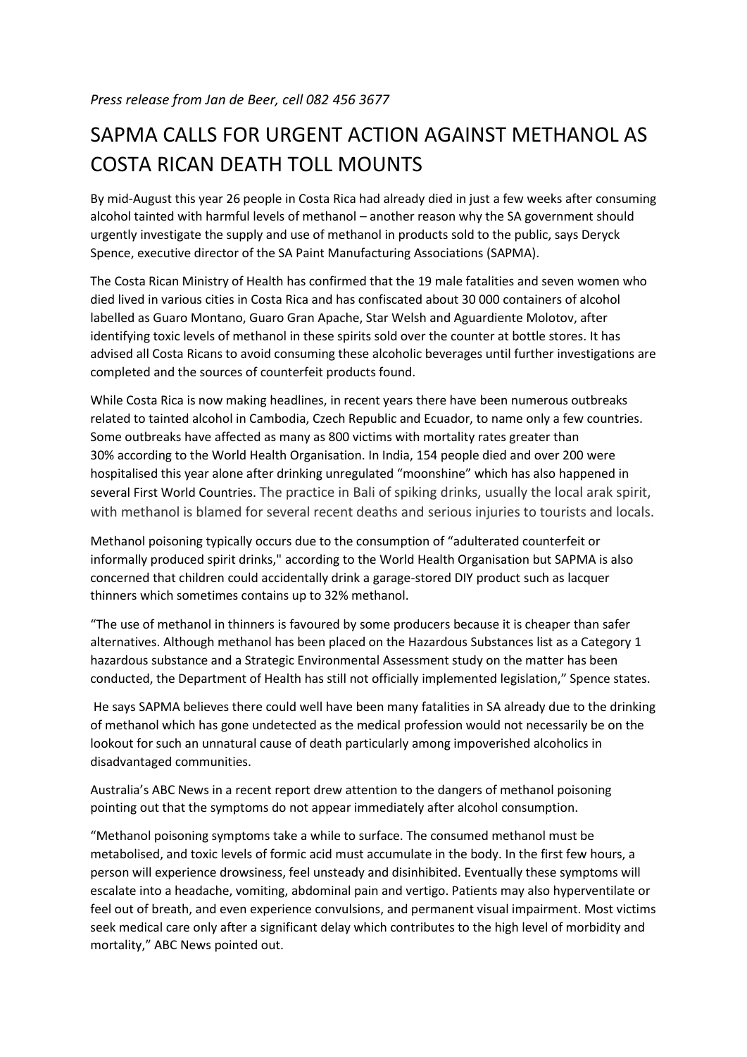*Press release from Jan de Beer, cell 082 456 3677*

# SAPMA CALLS FOR URGENT ACTION AGAINST METHANOL AS COSTA RICAN DEATH TOLL MOUNTS

By mid-August this year 26 people in Costa Rica had already died in just a few weeks after consuming alcohol tainted with harmful levels of methanol – another reason why the SA government should urgently investigate the supply and use of methanol in products sold to the public, says Deryck Spence, executive director of the SA Paint Manufacturing Associations (SAPMA).

The Costa Rican Ministry of Health has confirmed that the 19 male fatalities and seven women who died lived in various cities in Costa Rica and has confiscated about 30 000 containers of alcohol labelled as Guaro Montano, Guaro Gran Apache, Star Welsh and Aguardiente Molotov, after identifying toxic levels of methanol in these spirits sold over the counter at bottle stores. It has advised all Costa Ricans to avoid consuming these alcoholic beverages until further investigations are completed and the sources of counterfeit products found.

While Costa Rica is now making headlines, in recent years there have been numerous outbreaks related to tainted alcohol in Cambodia, Czech Republic and Ecuador, to name only a few countries. Some outbreaks have affected as many as 800 victims with mortality rates greater than 30% according to the World Health Organisation. In India, 154 people died and over 200 were hospitalised this year alone after drinking unregulated "moonshine" which has also happened in several First World Countries. The practice in Bali of spiking drinks, usually the local arak spirit, with methanol is blamed for several recent deaths and serious injuries to tourists and locals.

Methanol poisoning typically occurs due to the consumption of "adulterated counterfeit or informally produced spirit drinks," according to the World Health Organisation but SAPMA is also concerned that children could accidentally drink a garage-stored DIY product such as lacquer thinners which sometimes contains up to 32% methanol.

"The use of methanol in thinners is favoured by some producers because it is cheaper than safer alternatives. Although methanol has been placed on the Hazardous Substances list as a Category 1 hazardous substance and a Strategic Environmental Assessment study on the matter has been conducted, the Department of Health has still not officially implemented legislation," Spence states.

He says SAPMA believes there could well have been many fatalities in SA already due to the drinking of methanol which has gone undetected as the medical profession would not necessarily be on the lookout for such an unnatural cause of death particularly among impoverished alcoholics in disadvantaged communities.

Australia's ABC News in a recent report drew attention to the dangers of methanol poisoning pointing out that the symptoms do not appear immediately after alcohol consumption.

"Methanol poisoning symptoms take a while to surface. The consumed methanol must be metabolised, and toxic levels of formic acid must accumulate in the body. In the first few hours, a person will experience drowsiness, feel unsteady and disinhibited. Eventually these symptoms will escalate into a headache, vomiting, abdominal pain and vertigo. Patients may also hyperventilate or feel out of breath, and even experience convulsions, and permanent visual impairment. Most victims seek medical care only after a significant delay which contributes to the high level of morbidity and mortality," ABC News pointed out.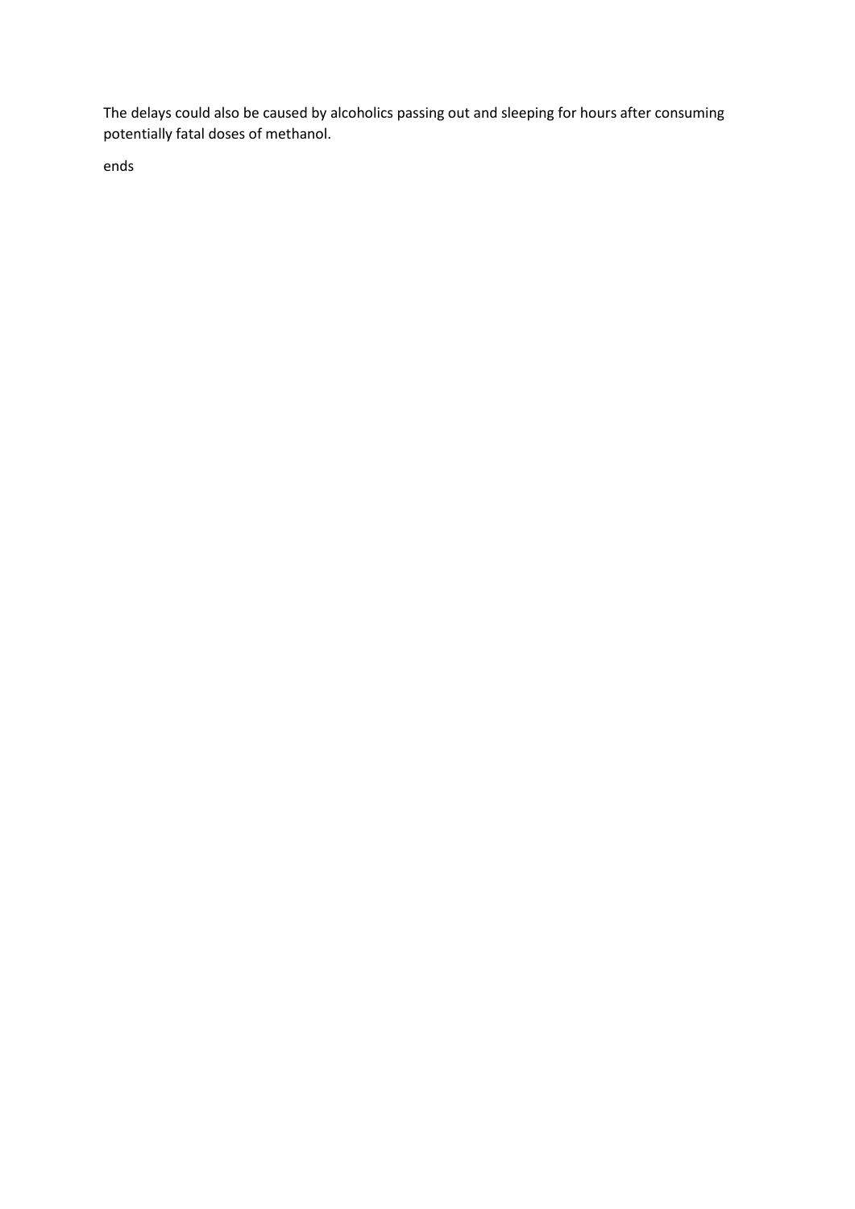The delays could also be caused by alcoholics passing out and sleeping for hours after consuming potentially fatal doses of methanol.

ends